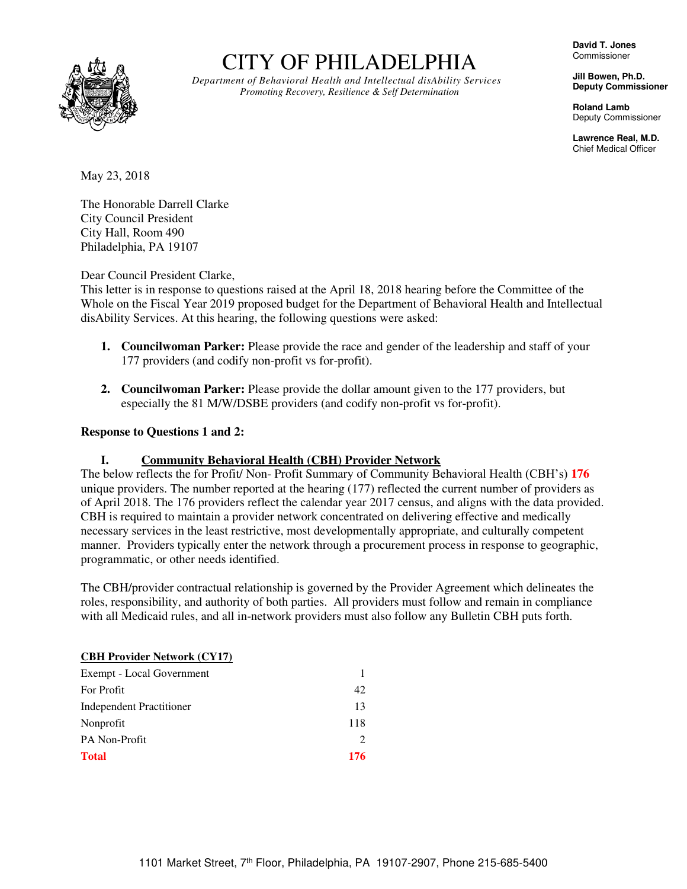# CITY OF PHILADELPHIA

*Department of Behavioral Health and Intellectual disAbility Services*
*Promoting Recovery, Resilience & Self Determination*

**David T. Jones**
Commissioner

**Jill Bowen, Ph.D.**
**Deputy Commissioner**

**Roland Lamb**
Deputy Commissioner

**Lawrence Real, M.D.**
Chief Medical Officer

May 23, 2018

The Honorable Darrell Clarke
City Council President
City Hall, Room 490
Philadelphia, PA 19107

Dear Council President Clarke,
This letter is in response to questions raised at the April 18, 2018 hearing before the Committee of the Whole on the Fiscal Year 2019 proposed budget for the Department of Behavioral Health and Intellectual disAbility Services. At this hearing, the following questions were asked:

1. **Councilwoman Parker:** Please provide the race and gender of the leadership and staff of your 177 providers (and codify non-profit vs for-profit).

2. **Councilwoman Parker:** Please provide the dollar amount given to the 177 providers, but especially the 81 M/W/DSBE providers (and codify non-profit vs for-profit).

**Response to Questions 1 and 2:**

**I. <u>Community Behavioral Health (CBH) Provider Network</u>**

The below reflects the for Profit/ Non- Profit Summary of Community Behavioral Health (CBH's) **176** unique providers. The number reported at the hearing (177) reflected the current number of providers as of April 2018. The 176 providers reflect the calendar year 2017 census, and aligns with the data provided. CBH is required to maintain a provider network concentrated on delivering effective and medically necessary services in the least restrictive, most developmentally appropriate, and culturally competent manner. Providers typically enter the network through a procurement process in response to geographic, programmatic, or other needs identified.

The CBH/provider contractual relationship is governed by the Provider Agreement which delineates the roles, responsibility, and authority of both parties. All providers must follow and remain in compliance with all Medicaid rules, and all in-network providers must also follow any Bulletin CBH puts forth.

**<u>CBH Provider Network (CY17)</u>**

| | |
|---|---|
| Exempt - Local Government | 1 |
| For Profit | 42 |
| Independent Practitioner | 13 |
| Nonprofit | 118 |
| PA Non-Profit | 2 |
| **Total** | **176** |

1101 Market Street, 7th Floor, Philadelphia, PA 19107-2907, Phone 215-685-5400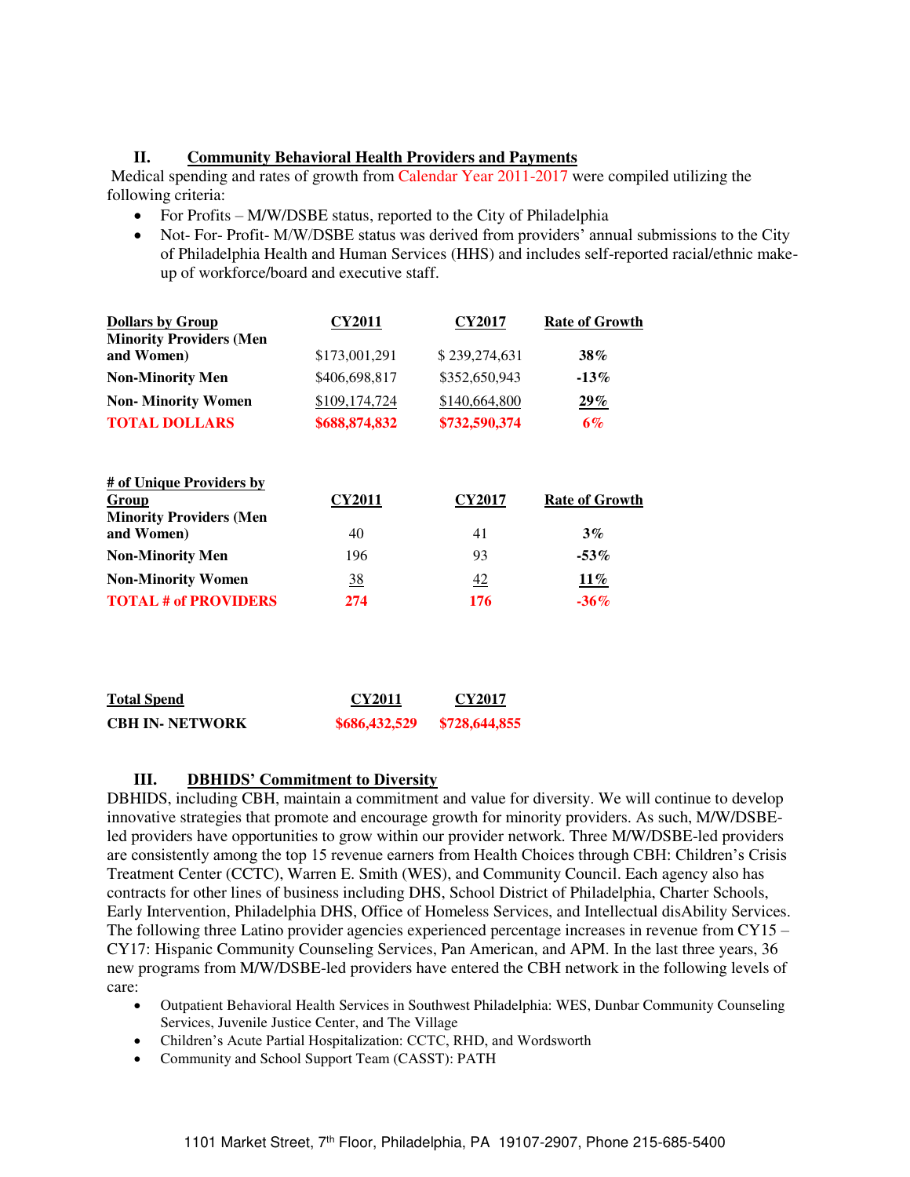## II. Community Behavioral Health Providers and Payments

Medical spending and rates of growth from Calendar Year 2011-2017 were compiled utilizing the following criteria:

- For Profits – M/W/DSBE status, reported to the City of Philadelphia
- Not- For- Profit- M/W/DSBE status was derived from providers' annual submissions to the City of Philadelphia Health and Human Services (HHS) and includes self-reported racial/ethnic make-up of workforce/board and executive staff.

| Dollars by Group | CY2011 | CY2017 | Rate of Growth |
|---|---|---|---|
| **Minority Providers (Men and Women)** | $173,001,291 | $ 239,274,631 | **38%** |
| **Non-Minority Men** | $406,698,817 | $352,650,943 | **-13%** |
| **Non- Minority Women** | $109,174,724 | $140,664,800 | **29%** |
| **TOTAL DOLLARS** | **$688,874,832** | **$732,590,374** | **6%** |

| # of Unique Providers by Group | CY2011 | CY2017 | Rate of Growth |
|---|---|---|---|
| **Minority Providers (Men and Women)** | 40 | 41 | **3%** |
| **Non-Minority Men** | 196 | 93 | **-53%** |
| **Non-Minority Women** | 38 | 42 | **11%** |
| **TOTAL # of PROVIDERS** | **274** | **176** | **-36%** |

| Total Spend | CY2011 | CY2017 |
|---|---|---|
| **CBH IN- NETWORK** | **$686,432,529** | **$728,644,855** |

## III. DBHIDS' Commitment to Diversity

DBHIDS, including CBH, maintain a commitment and value for diversity. We will continue to develop innovative strategies that promote and encourage growth for minority providers. As such, M/W/DSBE-led providers have opportunities to grow within our provider network. Three M/W/DSBE-led providers are consistently among the top 15 revenue earners from Health Choices through CBH: Children's Crisis Treatment Center (CCTC), Warren E. Smith (WES), and Community Council. Each agency also has contracts for other lines of business including DHS, School District of Philadelphia, Charter Schools, Early Intervention, Philadelphia DHS, Office of Homeless Services, and Intellectual disAbility Services. The following three Latino provider agencies experienced percentage increases in revenue from CY15 – CY17: Hispanic Community Counseling Services, Pan American, and APM. In the last three years, 36 new programs from M/W/DSBE-led providers have entered the CBH network in the following levels of care:

- Outpatient Behavioral Health Services in Southwest Philadelphia: WES, Dunbar Community Counseling Services, Juvenile Justice Center, and The Village
- Children's Acute Partial Hospitalization: CCTC, RHD, and Wordsworth
- Community and School Support Team (CASST): PATH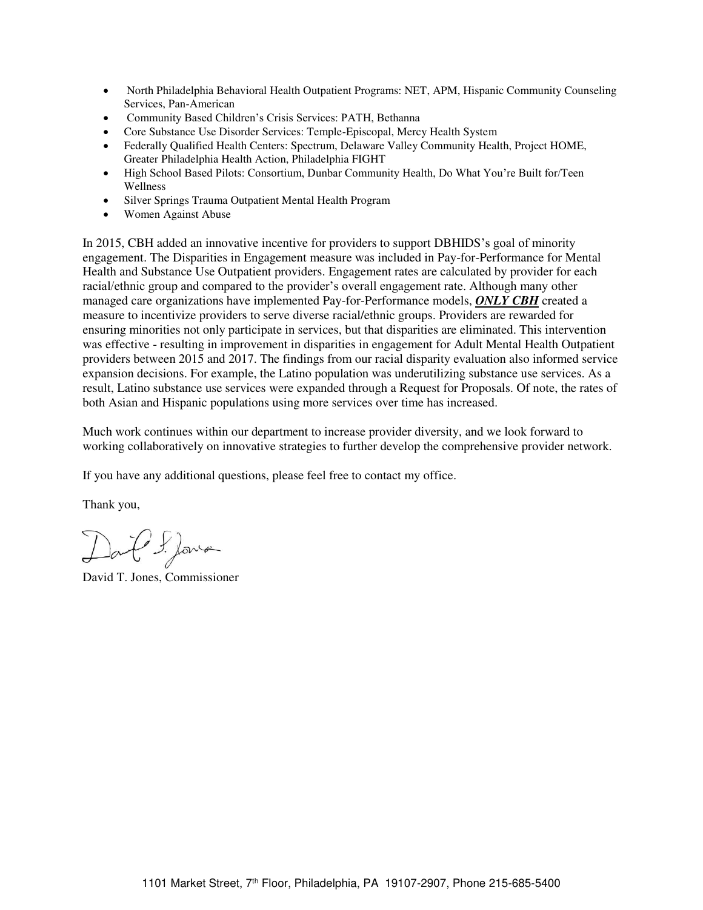- North Philadelphia Behavioral Health Outpatient Programs: NET, APM, Hispanic Community Counseling Services, Pan-American
- Community Based Children's Crisis Services: PATH, Bethanna
- Core Substance Use Disorder Services: Temple-Episcopal, Mercy Health System
- Federally Qualified Health Centers: Spectrum, Delaware Valley Community Health, Project HOME, Greater Philadelphia Health Action, Philadelphia FIGHT
- High School Based Pilots: Consortium, Dunbar Community Health, Do What You're Built for/Teen Wellness
- Silver Springs Trauma Outpatient Mental Health Program
- Women Against Abuse

In 2015, CBH added an innovative incentive for providers to support DBHIDS's goal of minority engagement. The Disparities in Engagement measure was included in Pay-for-Performance for Mental Health and Substance Use Outpatient providers. Engagement rates are calculated by provider for each racial/ethnic group and compared to the provider's overall engagement rate. Although many other managed care organizations have implemented Pay-for-Performance models, ***ONLY CBH*** created a measure to incentivize providers to serve diverse racial/ethnic groups. Providers are rewarded for ensuring minorities not only participate in services, but that disparities are eliminated. This intervention was effective - resulting in improvement in disparities in engagement for Adult Mental Health Outpatient providers between 2015 and 2017. The findings from our racial disparity evaluation also informed service expansion decisions. For example, the Latino population was underutilizing substance use services. As a result, Latino substance use services were expanded through a Request for Proposals. Of note, the rates of both Asian and Hispanic populations using more services over time has increased.

Much work continues within our department to increase provider diversity, and we look forward to working collaboratively on innovative strategies to further develop the comprehensive provider network.

If you have any additional questions, please feel free to contact my office.

Thank you,

David T. Jones, Commissioner

1101 Market Street, 7th Floor, Philadelphia, PA 19107-2907, Phone 215-685-5400